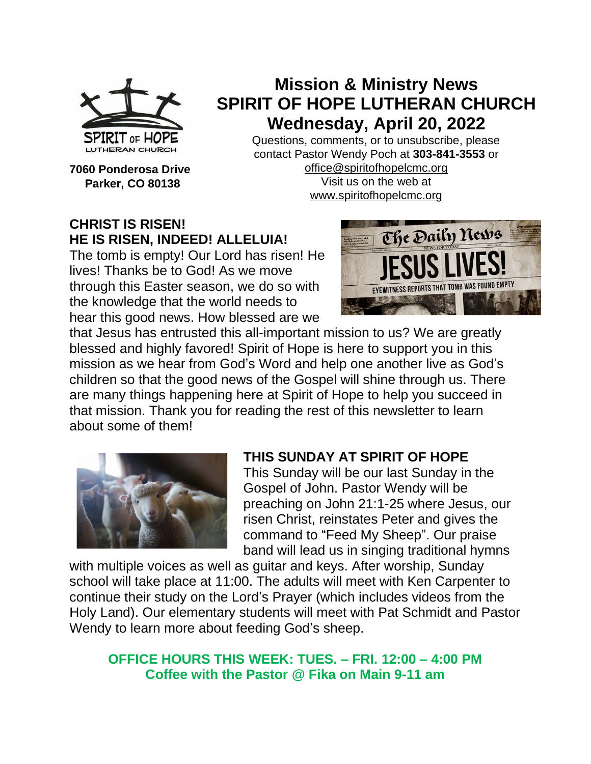# Mission & Ministry News
# SPIRIT OF HOPE LUTHERAN CHURCH
# Wednesday, April 20, 2022

**7060 Ponderosa Drive**
**Parker, CO 80138**

Questions, comments, or to unsubscribe, please contact Pastor Wendy Poch at **303-841-3553** or office@spiritofhopelcmc.org
Visit us on the web at www.spiritofhopelcmc.org

## CHRIST IS RISEN! HE IS RISEN, INDEED! ALLELUIA!

The tomb is empty! Our Lord has risen! He lives! Thanks be to God! As we move through this Easter season, we do so with the knowledge that the world needs to hear this good news. How blessed are we that Jesus has entrusted this all-important mission to us? We are greatly blessed and highly favored! Spirit of Hope is here to support you in this mission as we hear from God's Word and help one another live as God's children so that the good news of the Gospel will shine through us. There are many things happening here at Spirit of Hope to help you succeed in that mission. Thank you for reading the rest of this newsletter to learn about some of them!

## THIS SUNDAY AT SPIRIT OF HOPE

This Sunday will be our last Sunday in the Gospel of John. Pastor Wendy will be preaching on John 21:1-25 where Jesus, our risen Christ, reinstates Peter and gives the command to "Feed My Sheep". Our praise band will lead us in singing traditional hymns with multiple voices as well as guitar and keys. After worship, Sunday school will take place at 11:00. The adults will meet with Ken Carpenter to continue their study on the Lord's Prayer (which includes videos from the Holy Land). Our elementary students will meet with Pat Schmidt and Pastor Wendy to learn more about feeding God's sheep.

**OFFICE HOURS THIS WEEK: TUES. – FRI. 12:00 – 4:00 PM**
**Coffee with the Pastor @ Fika on Main 9-11 am**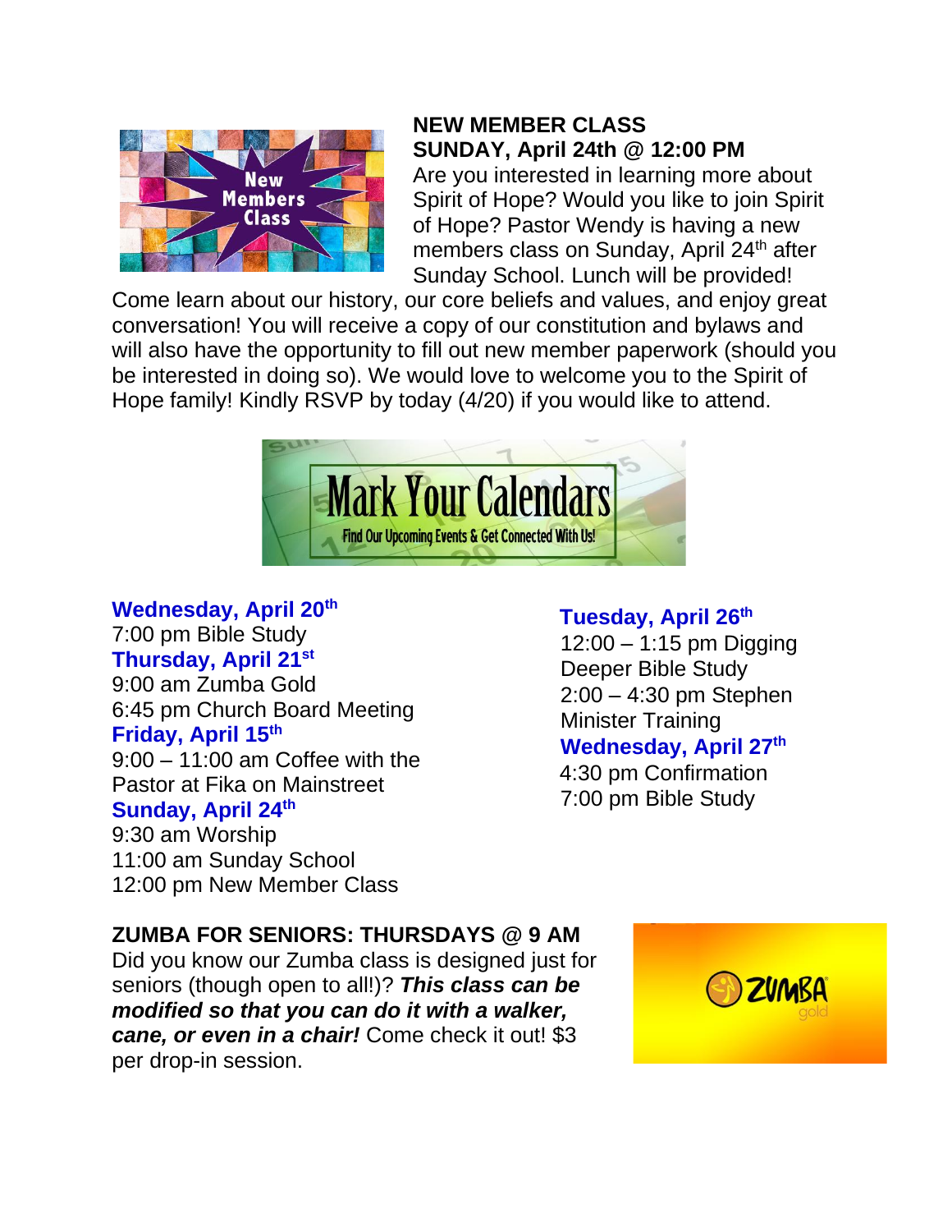## NEW MEMBER CLASS
## SUNDAY, April 24th @ 12:00 PM

Are you interested in learning more about Spirit of Hope? Would you like to join Spirit of Hope? Pastor Wendy is having a new members class on Sunday, April 24th after Sunday School. Lunch will be provided! Come learn about our history, our core beliefs and values, and enjoy great conversation! You will receive a copy of our constitution and bylaws and will also have the opportunity to fill out new member paperwork (should you be interested in doing so). We would love to welcome you to the Spirit of Hope family! Kindly RSVP by today (4/20) if you would like to attend.

## Mark Your Calendars

Find Our Upcoming Events & Get Connected With Us!

**Wednesday, April 20th**
7:00 pm Bible Study

**Thursday, April 21st**
9:00 am Zumba Gold
6:45 pm Church Board Meeting

**Friday, April 15th**
9:00 – 11:00 am Coffee with the Pastor at Fika on Mainstreet

**Sunday, April 24th**
9:30 am Worship
11:00 am Sunday School
12:00 pm New Member Class

**Tuesday, April 26th**
12:00 – 1:15 pm Digging Deeper Bible Study
2:00 – 4:30 pm Stephen Minister Training

**Wednesday, April 27th**
4:30 pm Confirmation
7:00 pm Bible Study

## ZUMBA FOR SENIORS: THURSDAYS @ 9 AM

Did you know our Zumba class is designed just for seniors (though open to all!)? ***This class can be modified so that you can do it with a walker, cane, or even in a chair!*** Come check it out! $3 per drop-in session.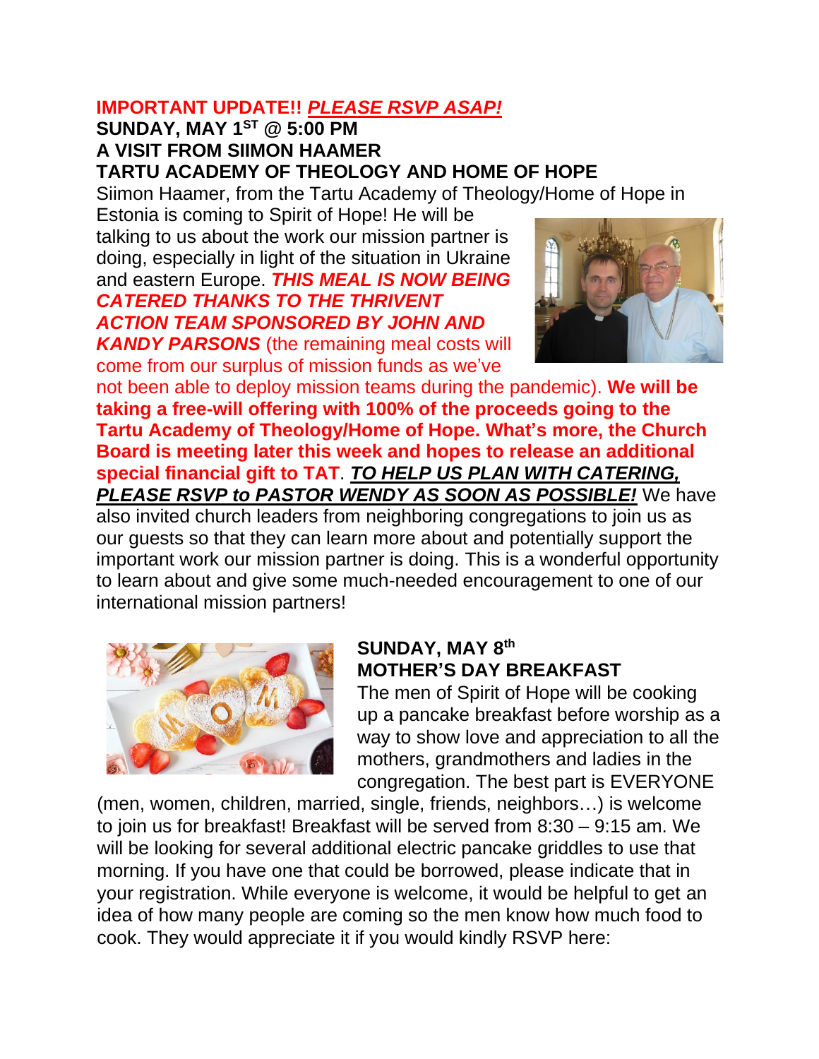**IMPORTANT UPDATE!!** ***PLEASE RSVP ASAP!***

**SUNDAY, MAY 1ST @ 5:00 PM**
**A VISIT FROM SIIMON HAAMER**
**TARTU ACADEMY OF THEOLOGY AND HOME OF HOPE**

Siimon Haamer, from the Tartu Academy of Theology/Home of Hope in Estonia is coming to Spirit of Hope! He will be talking to us about the work our mission partner is doing, especially in light of the situation in Ukraine and eastern Europe. ***THIS MEAL IS NOW BEING CATERED THANKS TO THE THRIVENT ACTION TEAM SPONSORED BY JOHN AND KANDY PARSONS*** (the remaining meal costs will come from our surplus of mission funds as we've not been able to deploy mission teams during the pandemic). **We will be taking a free-will offering with 100% of the proceeds going to the Tartu Academy of Theology/Home of Hope. What's more, the Church Board is meeting later this week and hopes to release an additional special financial gift to TAT**. ***TO HELP US PLAN WITH CATERING, PLEASE RSVP to PASTOR WENDY AS SOON AS POSSIBLE!*** We have also invited church leaders from neighboring congregations to join us as our guests so that they can learn more about and potentially support the important work our mission partner is doing. This is a wonderful opportunity to learn about and give some much-needed encouragement to one of our international mission partners!

**SUNDAY, MAY 8th**
**MOTHER'S DAY BREAKFAST**

The men of Spirit of Hope will be cooking up a pancake breakfast before worship as a way to show love and appreciation to all the mothers, grandmothers and ladies in the congregation. The best part is EVERYONE (men, women, children, married, single, friends, neighbors…) is welcome to join us for breakfast! Breakfast will be served from 8:30 – 9:15 am. We will be looking for several additional electric pancake griddles to use that morning. If you have one that could be borrowed, please indicate that in your registration. While everyone is welcome, it would be helpful to get an idea of how many people are coming so the men know how much food to cook. They would appreciate it if you would kindly RSVP here: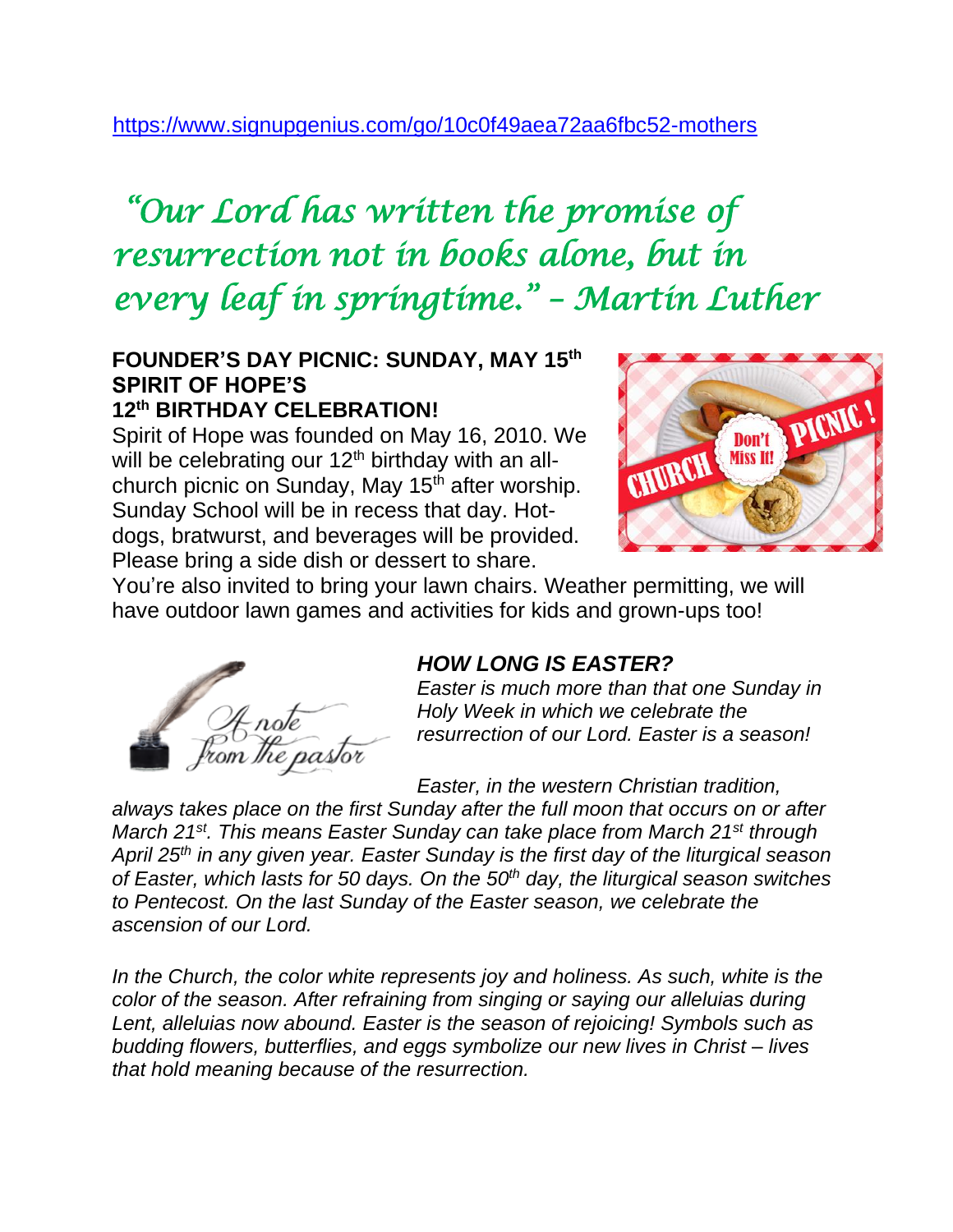https://www.signupgenius.com/go/10c0f49aea72aa6fbc52-mothers

*"Our Lord has written the promise of resurrection not in books alone, but in every leaf in springtime." – Martin Luther*

**FOUNDER'S DAY PICNIC: SUNDAY, MAY 15th**
**SPIRIT OF HOPE'S**
**12th BIRTHDAY CELEBRATION!**

Spirit of Hope was founded on May 16, 2010. We will be celebrating our 12th birthday with an all-church picnic on Sunday, May 15th after worship. Sunday School will be in recess that day. Hot-dogs, bratwurst, and beverages will be provided. Please bring a side dish or dessert to share. You're also invited to bring your lawn chairs. Weather permitting, we will have outdoor lawn games and activities for kids and grown-ups too!

A note from the pastor

***HOW LONG IS EASTER?***

*Easter is much more than that one Sunday in Holy Week in which we celebrate the resurrection of our Lord. Easter is a season!*

*Easter, in the western Christian tradition, always takes place on the first Sunday after the full moon that occurs on or after March 21st. This means Easter Sunday can take place from March 21st through April 25th in any given year. Easter Sunday is the first day of the liturgical season of Easter, which lasts for 50 days. On the 50th day, the liturgical season switches to Pentecost. On the last Sunday of the Easter season, we celebrate the ascension of our Lord.*

*In the Church, the color white represents joy and holiness. As such, white is the color of the season. After refraining from singing or saying our alleluias during Lent, alleluias now abound. Easter is the season of rejoicing! Symbols such as budding flowers, butterflies, and eggs symbolize our new lives in Christ – lives that hold meaning because of the resurrection.*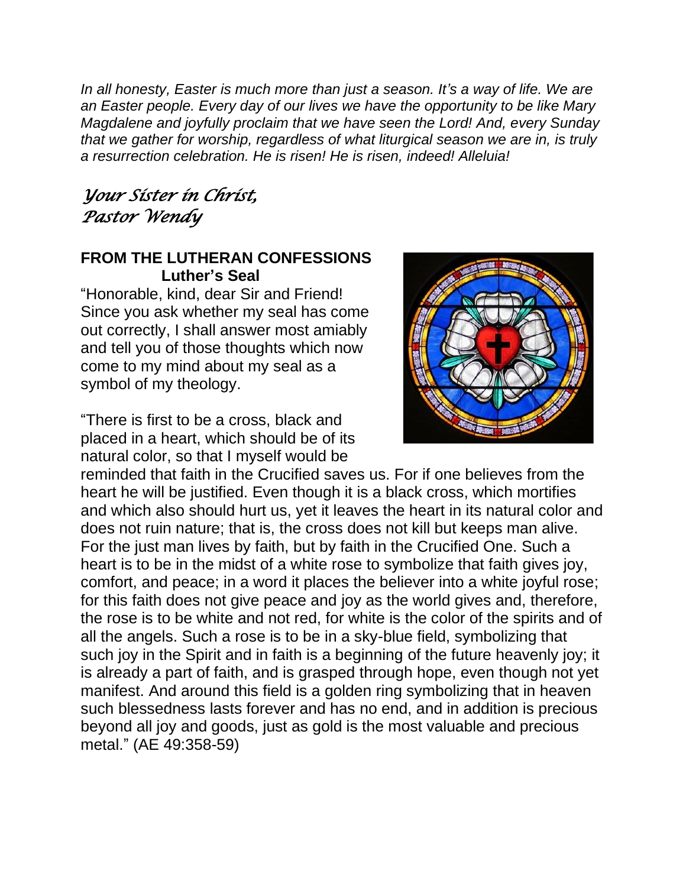*In all honesty, Easter is much more than just a season. It's a way of life. We are an Easter people. Every day of our lives we have the opportunity to be like Mary Magdalene and joyfully proclaim that we have seen the Lord! And, every Sunday that we gather for worship, regardless of what liturgical season we are in, is truly a resurrection celebration. He is risen! He is risen, indeed! Alleluia!*

*Your Sister in Christ,*
*Pastor Wendy*

## FROM THE LUTHERAN CONFESSIONS

### Luther's Seal

"Honorable, kind, dear Sir and Friend! Since you ask whether my seal has come out correctly, I shall answer most amiably and tell you of those thoughts which now come to my mind about my seal as a symbol of my theology.

"There is first to be a cross, black and placed in a heart, which should be of its natural color, so that I myself would be reminded that faith in the Crucified saves us. For if one believes from the heart he will be justified. Even though it is a black cross, which mortifies and which also should hurt us, yet it leaves the heart in its natural color and does not ruin nature; that is, the cross does not kill but keeps man alive. For the just man lives by faith, but by faith in the Crucified One. Such a heart is to be in the midst of a white rose to symbolize that faith gives joy, comfort, and peace; in a word it places the believer into a white joyful rose; for this faith does not give peace and joy as the world gives and, therefore, the rose is to be white and not red, for white is the color of the spirits and of all the angels. Such a rose is to be in a sky-blue field, symbolizing that such joy in the Spirit and in faith is a beginning of the future heavenly joy; it is already a part of faith, and is grasped through hope, even though not yet manifest. And around this field is a golden ring symbolizing that in heaven such blessedness lasts forever and has no end, and in addition is precious beyond all joy and goods, just as gold is the most valuable and precious metal." (AE 49:358-59)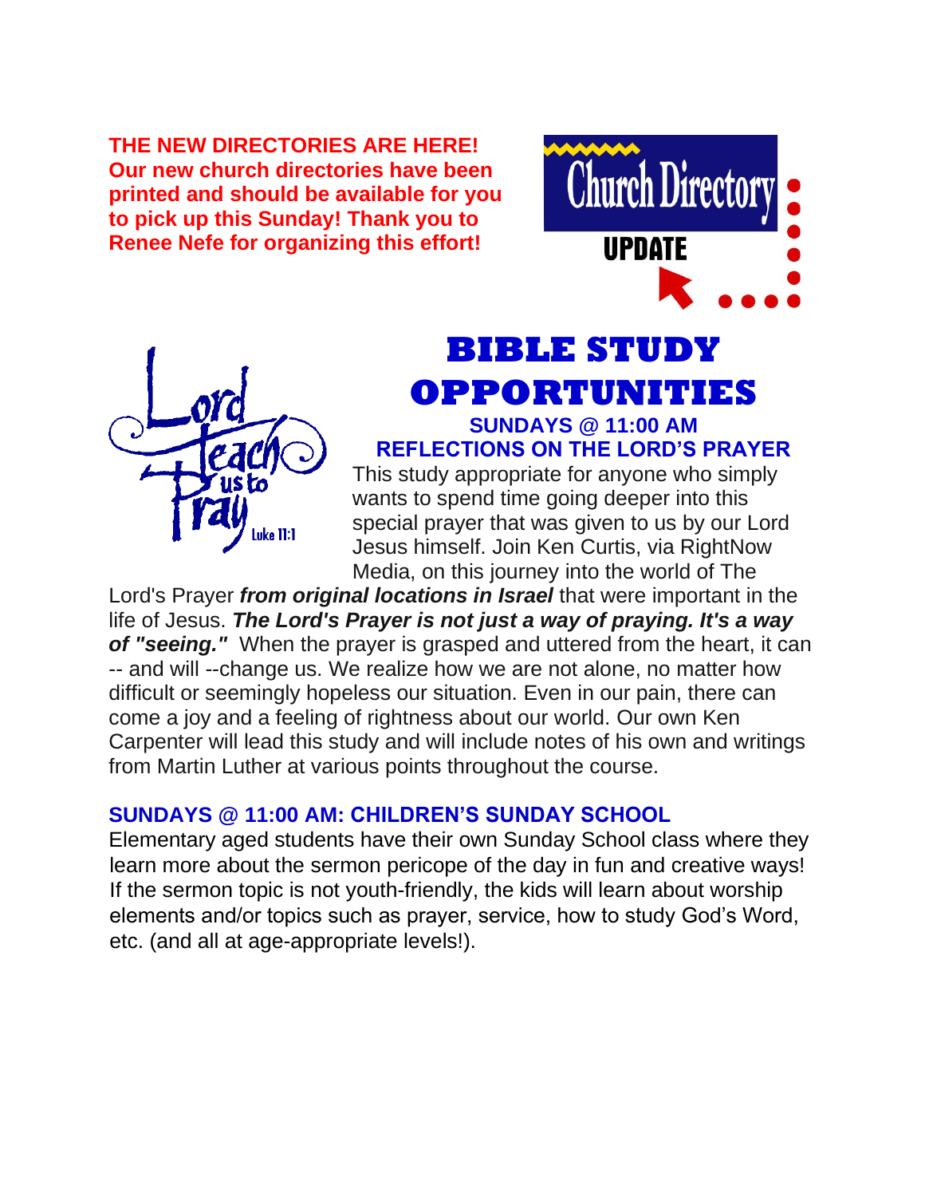**THE NEW DIRECTORIES ARE HERE!**
**Our new church directories have been printed and should be available for you to pick up this Sunday! Thank you to Renee Nefe for organizing this effort!**

# BIBLE STUDY OPPORTUNITIES

**SUNDAYS @ 11:00 AM**
**REFLECTIONS ON THE LORD'S PRAYER**

This study appropriate for anyone who simply wants to spend time going deeper into this special prayer that was given to us by our Lord Jesus himself. Join Ken Curtis, via RightNow Media, on this journey into the world of The Lord's Prayer ***from original locations in Israel*** that were important in the life of Jesus. ***The Lord's Prayer is not just a way of praying. It's a way of "seeing."*** When the prayer is grasped and uttered from the heart, it can -- and will --change us. We realize how we are not alone, no matter how difficult or seemingly hopeless our situation. Even in our pain, there can come a joy and a feeling of rightness about our world. Our own Ken Carpenter will lead this study and will include notes of his own and writings from Martin Luther at various points throughout the course.

**SUNDAYS @ 11:00 AM: CHILDREN'S SUNDAY SCHOOL**

Elementary aged students have their own Sunday School class where they learn more about the sermon pericope of the day in fun and creative ways! If the sermon topic is not youth-friendly, the kids will learn about worship elements and/or topics such as prayer, service, how to study God's Word, etc. (and all at age-appropriate levels!).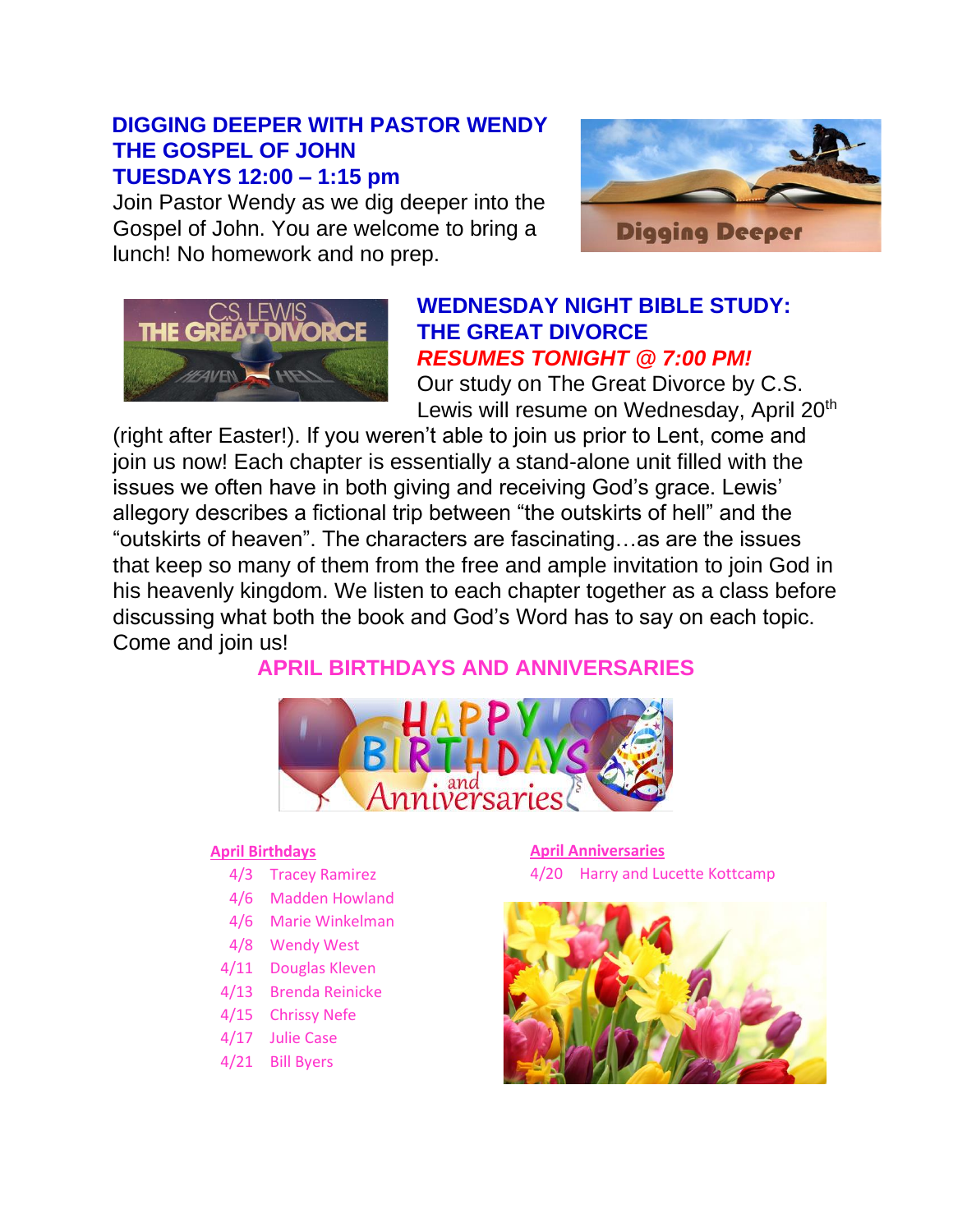## DIGGING DEEPER WITH PASTOR WENDY
## THE GOSPEL OF JOHN
## TUESDAYS 12:00 – 1:15 pm

Join Pastor Wendy as we dig deeper into the Gospel of John. You are welcome to bring a lunch! No homework and no prep.

## WEDNESDAY NIGHT BIBLE STUDY: THE GREAT DIVORCE

***RESUMES TONIGHT @ 7:00 PM!***

Our study on The Great Divorce by C.S. Lewis will resume on Wednesday, April 20th (right after Easter!). If you weren't able to join us prior to Lent, come and join us now! Each chapter is essentially a stand-alone unit filled with the issues we often have in both giving and receiving God's grace. Lewis' allegory describes a fictional trip between "the outskirts of hell" and the "outskirts of heaven". The characters are fascinating…as are the issues that keep so many of them from the free and ample invitation to join God in his heavenly kingdom. We listen to each chapter together as a class before discussing what both the book and God's Word has to say on each topic. Come and join us!

## APRIL BIRTHDAYS AND ANNIVERSARIES

**April Birthdays**

- 4/3 Tracey Ramirez
- 4/6 Madden Howland
- 4/6 Marie Winkelman
- 4/8 Wendy West
- 4/11 Douglas Kleven
- 4/13 Brenda Reinicke
- 4/15 Chrissy Nefe
- 4/17 Julie Case
- 4/21 Bill Byers

**April Anniversaries**

- 4/20 Harry and Lucette Kottcamp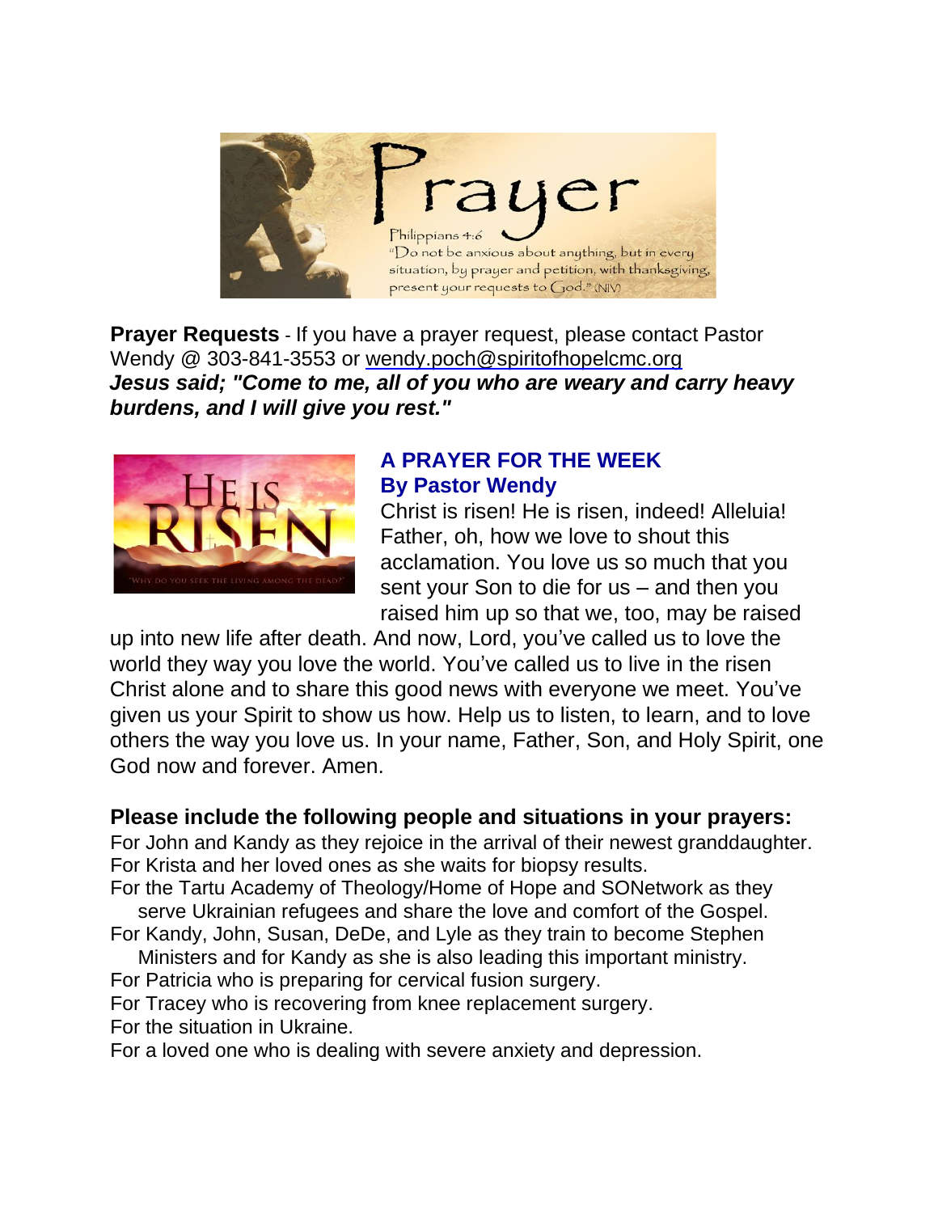**Prayer Requests** - If you have a prayer request, please contact Pastor Wendy @ 303-841-3553 or wendy.poch@spiritofhopelcmc.org

***Jesus said; "Come to me, all of you who are weary and carry heavy burdens, and I will give you rest."***

## A PRAYER FOR THE WEEK
## By Pastor Wendy

Christ is risen! He is risen, indeed! Alleluia! Father, oh, how we love to shout this acclamation. You love us so much that you sent your Son to die for us – and then you raised him up so that we, too, may be raised up into new life after death. And now, Lord, you've called us to love the world they way you love the world. You've called us to live in the risen Christ alone and to share this good news with everyone we meet. You've given us your Spirit to show us how. Help us to listen, to learn, and to love others the way you love us. In your name, Father, Son, and Holy Spirit, one God now and forever. Amen.

**Please include the following people and situations in your prayers:**

For John and Kandy as they rejoice in the arrival of their newest granddaughter.
For Krista and her loved ones as she waits for biopsy results.
For the Tartu Academy of Theology/Home of Hope and SONetwork as they serve Ukrainian refugees and share the love and comfort of the Gospel.
For Kandy, John, Susan, DeDe, and Lyle as they train to become Stephen Ministers and for Kandy as she is also leading this important ministry.
For Patricia who is preparing for cervical fusion surgery.
For Tracey who is recovering from knee replacement surgery.
For the situation in Ukraine.
For a loved one who is dealing with severe anxiety and depression.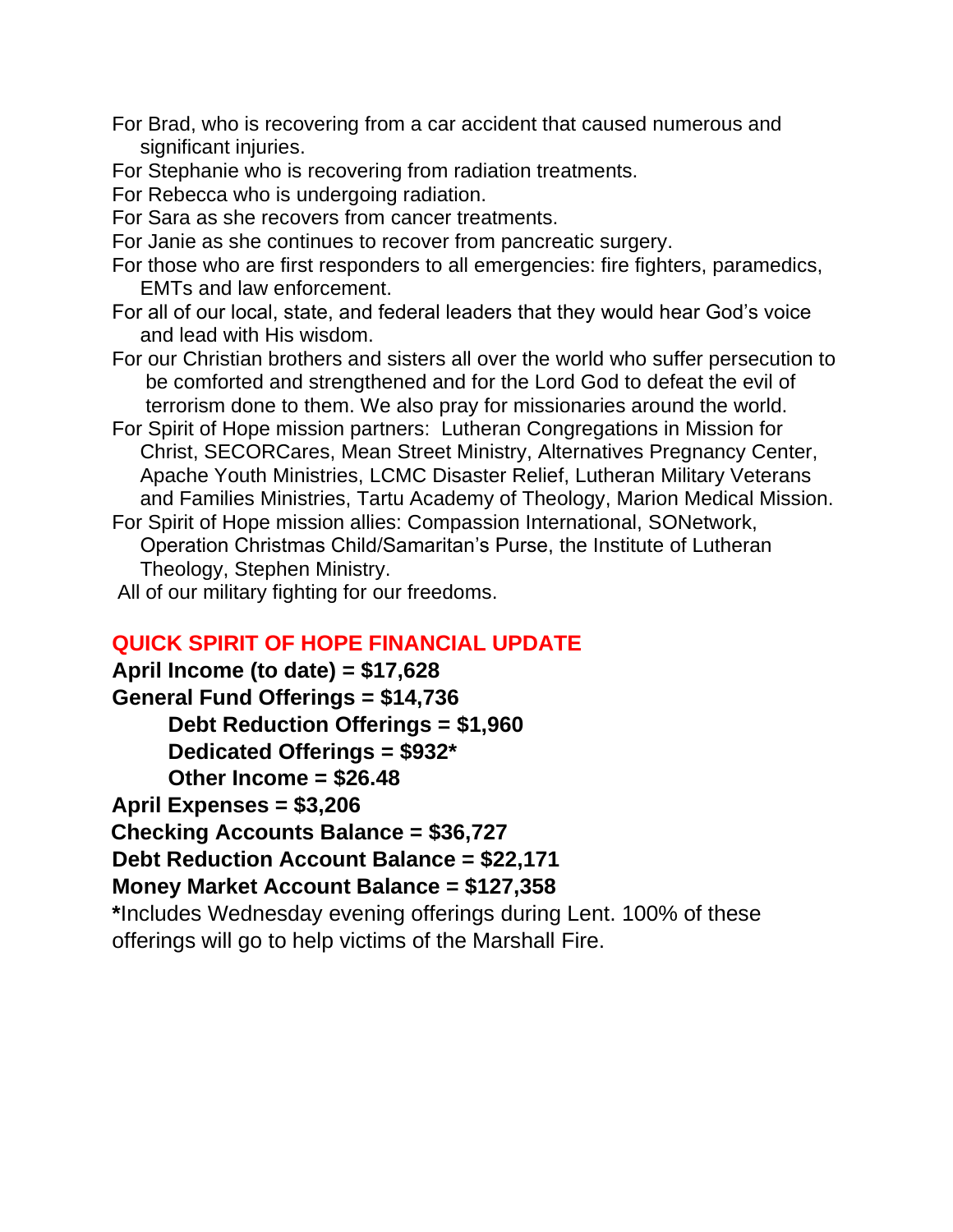For Brad, who is recovering from a car accident that caused numerous and significant injuries.

For Stephanie who is recovering from radiation treatments.

For Rebecca who is undergoing radiation.

For Sara as she recovers from cancer treatments.

For Janie as she continues to recover from pancreatic surgery.

For those who are first responders to all emergencies: fire fighters, paramedics, EMTs and law enforcement.

For all of our local, state, and federal leaders that they would hear God's voice and lead with His wisdom.

For our Christian brothers and sisters all over the world who suffer persecution to be comforted and strengthened and for the Lord God to defeat the evil of terrorism done to them. We also pray for missionaries around the world.

For Spirit of Hope mission partners: Lutheran Congregations in Mission for Christ, SECORCares, Mean Street Ministry, Alternatives Pregnancy Center, Apache Youth Ministries, LCMC Disaster Relief, Lutheran Military Veterans and Families Ministries, Tartu Academy of Theology, Marion Medical Mission.

For Spirit of Hope mission allies: Compassion International, SONetwork, Operation Christmas Child/Samaritan's Purse, the Institute of Lutheran Theology, Stephen Ministry.

All of our military fighting for our freedoms.

## QUICK SPIRIT OF HOPE FINANCIAL UPDATE

**April Income (to date) = $17,628**

**General Fund Offerings = $14,736**

- **Debt Reduction Offerings = $1,960**
- **Dedicated Offerings = $932***
- **Other Income = $26.48**

**April Expenses = $3,206**

**Checking Accounts Balance = $36,727**

**Debt Reduction Account Balance = $22,171**

**Money Market Account Balance = $127,358**

**\***Includes Wednesday evening offerings during Lent. 100% of these offerings will go to help victims of the Marshall Fire.